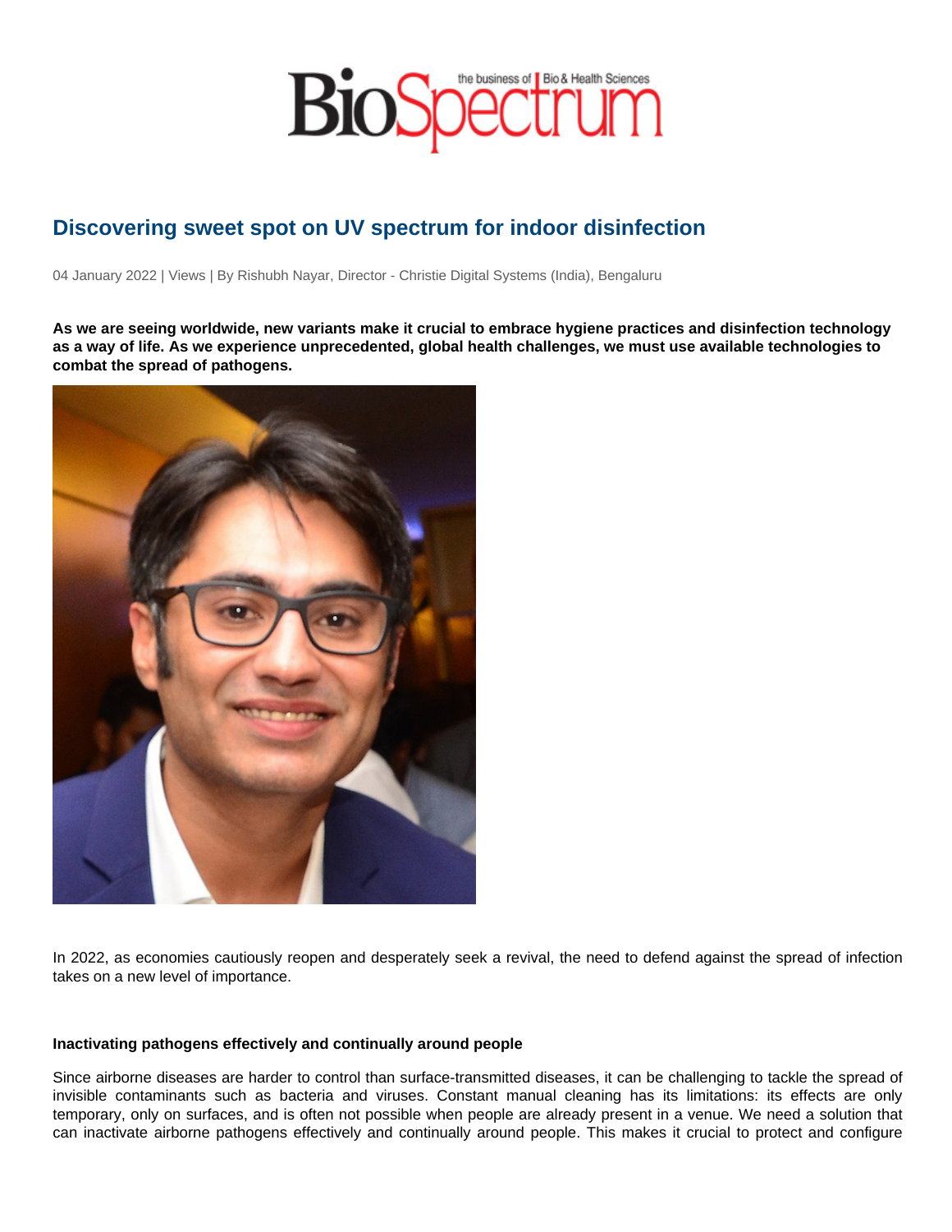# Discovering sweet spot on UV spectrum for indoor disinfection

04 January 2022 | Views | By Rishubh Nayar, Director - Christie Digital Systems (India), Bengaluru

**As we are seeing worldwide, new variants make it crucial to embrace hygiene practices and disinfection technology as a way of life. As we experience unprecedented, global health challenges, we must use available technologies to combat the spread of pathogens.**

In 2022, as economies cautiously reopen and desperately seek a revival, the need to defend against the spread of infection takes on a new level of importance.

**Inactivating pathogens effectively and continually around people**

Since airborne diseases are harder to control than surface-transmitted diseases, it can be challenging to tackle the spread of invisible contaminants such as bacteria and viruses. Constant manual cleaning has its limitations: its effects are only temporary, only on surfaces, and is often not possible when people are already present in a venue. We need a solution that can inactivate airborne pathogens effectively and continually around people. This makes it crucial to protect and configure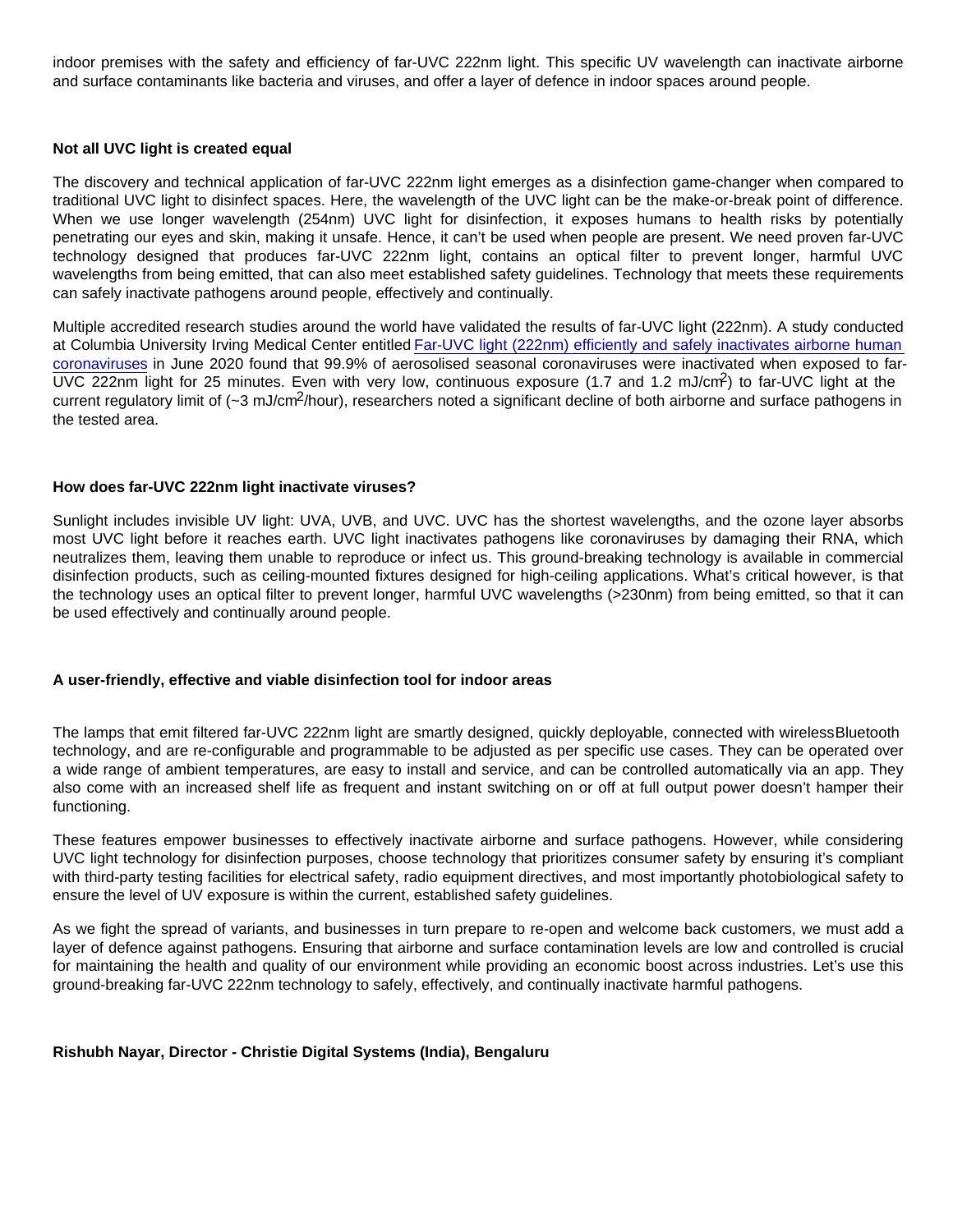indoor premises with the safety and efficiency of far-UVC 222nm light. This specific UV wavelength can inactivate airborne and surface contaminants like bacteria and viruses, and offer a layer of defence in indoor spaces around people.

**Not all UVC light is created equal**

The discovery and technical application of far-UVC 222nm light emerges as a disinfection game-changer when compared to traditional UVC light to disinfect spaces. Here, the wavelength of the UVC light can be the make-or-break point of difference. When we use longer wavelength (254nm) UVC light for disinfection, it exposes humans to health risks by potentially penetrating our eyes and skin, making it unsafe. Hence, it can't be used when people are present. We need proven far-UVC technology designed that produces far-UVC 222nm light, contains an optical filter to prevent longer, harmful UVC wavelengths from being emitted, that can also meet established safety guidelines. Technology that meets these requirements can safely inactivate pathogens around people, effectively and continually.

Multiple accredited research studies around the world have validated the results of far-UVC light (222nm). A study conducted at Columbia University Irving Medical Center entitled [Far-UVC light (222nm) efficiently and safely inactivates airborne human coronaviruses] in June 2020 found that 99.9% of aerosolised seasonal coronaviruses were inactivated when exposed to far-UVC 222nm light for 25 minutes. Even with very low, continuous exposure (1.7 and 1.2 mJ/cm$^2$) to far-UVC light at the current regulatory limit of (~3 mJ/cm$^2$/hour), researchers noted a significant decline of both airborne and surface pathogens in the tested area.

**How does far-UVC 222nm light inactivate viruses?**

Sunlight includes invisible UV light: UVA, UVB, and UVC. UVC has the shortest wavelengths, and the ozone layer absorbs most UVC light before it reaches earth. UVC light inactivates pathogens like coronaviruses by damaging their RNA, which neutralizes them, leaving them unable to reproduce or infect us. This ground-breaking technology is available in commercial disinfection products, such as ceiling-mounted fixtures designed for high-ceiling applications. What's critical however, is that the technology uses an optical filter to prevent longer, harmful UVC wavelengths (>230nm) from being emitted, so that it can be used effectively and continually around people.

**A user-friendly, effective and viable disinfection tool for indoor areas**

The lamps that emit filtered far-UVC 222nm light are smartly designed, quickly deployable, connected with wireless Bluetooth technology, and are re-configurable and programmable to be adjusted as per specific use cases. They can be operated over a wide range of ambient temperatures, are easy to install and service, and can be controlled automatically via an app. They also come with an increased shelf life as frequent and instant switching on or off at full output power doesn't hamper their functioning.

These features empower businesses to effectively inactivate airborne and surface pathogens. However, while considering UVC light technology for disinfection purposes, choose technology that prioritizes consumer safety by ensuring it's compliant with third-party testing facilities for electrical safety, radio equipment directives, and most importantly photobiological safety to ensure the level of UV exposure is within the current, established safety guidelines.

As we fight the spread of variants, and businesses in turn prepare to re-open and welcome back customers, we must add a layer of defence against pathogens. Ensuring that airborne and surface contamination levels are low and controlled is crucial for maintaining the health and quality of our environment while providing an economic boost across industries. Let's use this ground-breaking far-UVC 222nm technology to safely, effectively, and continually inactivate harmful pathogens.

**Rishubh Nayar, Director - Christie Digital Systems (India), Bengaluru**